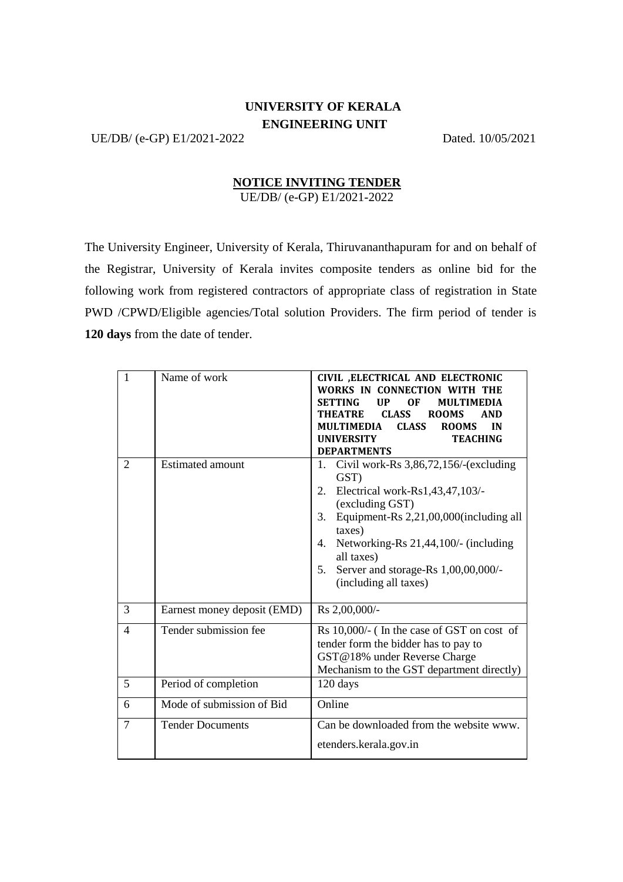# UNIVERSITY OF KERALA
## ENGINEERING UNIT

UE/DB/ (e-GP) E1/2021-2022 Dated. 10/05/2021

## NOTICE INVITING TENDER

UE/DB/ (e-GP) E1/2021-2022

The University Engineer, University of Kerala, Thiruvananthapuram for and on behalf of the Registrar, University of Kerala invites composite tenders as online bid for the following work from registered contractors of appropriate class of registration in State PWD /CPWD/Eligible agencies/Total solution Providers. The firm period of tender is **120 days** from the date of tender.

| 1 | Name of work | **CIVIL ,ELECTRICAL AND ELECTRONIC WORKS IN CONNECTION WITH THE SETTING UP OF MULTIMEDIA THEATRE CLASS ROOMS AND MULTIMEDIA CLASS ROOMS IN UNIVERSITY TEACHING DEPARTMENTS** |
|---|---|---|
| 2 | Estimated amount | 1. Civil work-Rs 3,86,72,156/-(excluding GST)<br>2. Electrical work-Rs1,43,47,103/- (excluding GST)<br>3. Equipment-Rs 2,21,00,000(including all taxes)<br>4. Networking-Rs 21,44,100/- (including all taxes)<br>5. Server and storage-Rs 1,00,00,000/- (including all taxes) |
| 3 | Earnest money deposit (EMD) | Rs 2,00,000/- |
| 4 | Tender submission fee | Rs 10,000/- ( In the case of GST on cost of tender form the bidder has to pay to GST@18% under Reverse Charge Mechanism to the GST department directly) |
| 5 | Period of completion | 120 days |
| 6 | Mode of submission of Bid | Online |
| 7 | Tender Documents | Can be downloaded from the website www. etenders.kerala.gov.in |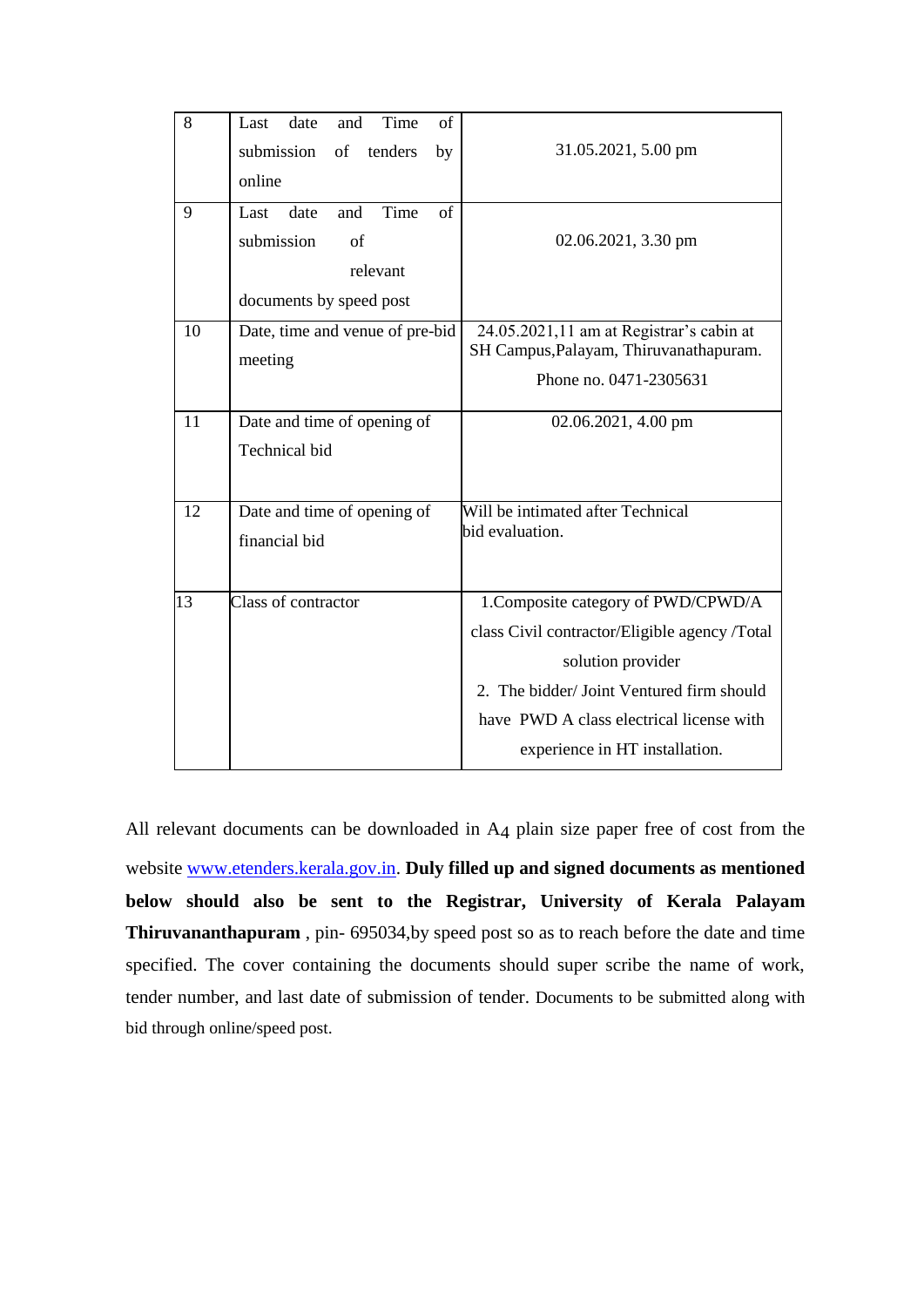| 8 | Last date and Time of submission of tenders by online | 31.05.2021, 5.00 pm |
|---|---|---|
| 9 | Last date and Time of submission of relevant documents by speed post | 02.06.2021, 3.30 pm |
| 10 | Date, time and venue of pre-bid meeting | 24.05.2021,11 am at Registrar's cabin at SH Campus,Palayam, Thiruvanathapuram. Phone no. 0471-2305631 |
| 11 | Date and time of opening of Technical bid | 02.06.2021, 4.00 pm |
| 12 | Date and time of opening of financial bid | Will be intimated after Technical bid evaluation. |
| 13 | Class of contractor | 1.Composite category of PWD/CPWD/A class Civil contractor/Eligible agency /Total solution provider<br>2. The bidder/ Joint Ventured firm should have PWD A class electrical license with experience in HT installation. |

All relevant documents can be downloaded in A4 plain size paper free of cost from the website www.etenders.kerala.gov.in. **Duly filled up and signed documents as mentioned below should also be sent to the Registrar, University of Kerala Palayam Thiruvananthapuram** , pin- 695034,by speed post so as to reach before the date and time specified. The cover containing the documents should super scribe the name of work, tender number, and last date of submission of tender. Documents to be submitted along with bid through online/speed post.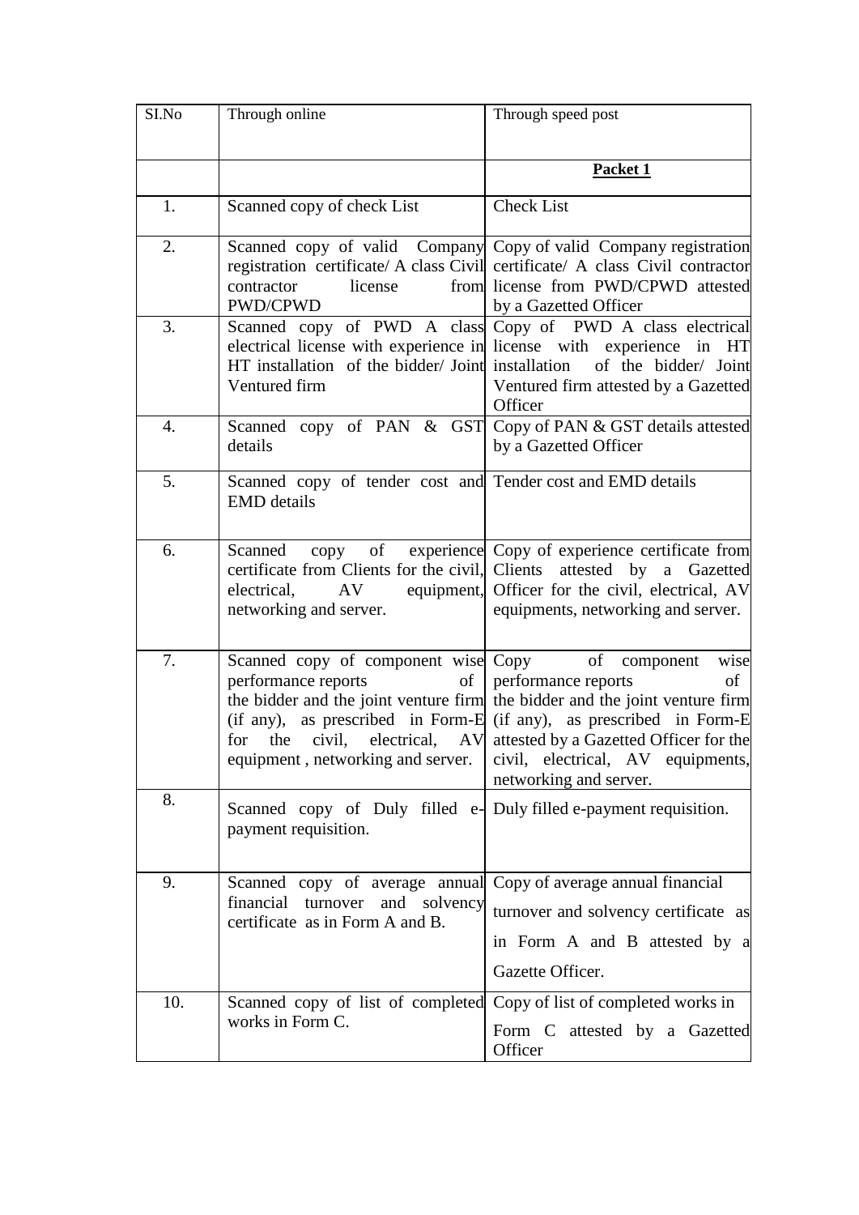| SI.No | Through online | Through speed post |
|---|---|---|
| | | **Packet 1** |
| 1. | Scanned copy of check List | Check List |
| 2. | Scanned copy of valid Company registration certificate/ A class Civil contractor license from PWD/CPWD | Copy of valid Company registration certificate/ A class Civil contractor license from PWD/CPWD attested by a Gazetted Officer |
| 3. | Scanned copy of PWD A class electrical license with experience in HT installation of the bidder/ Joint Ventured firm | Copy of PWD A class electrical license with experience in HT installation of the bidder/ Joint Ventured firm attested by a Gazetted Officer |
| 4. | Scanned copy of PAN & GST details | Copy of PAN & GST details attested by a Gazetted Officer |
| 5. | Scanned copy of tender cost and EMD details | Tender cost and EMD details |
| 6. | Scanned copy of experience certificate from Clients for the civil, electrical, AV equipment, networking and server. | Copy of experience certificate from Clients attested by a Gazetted Officer for the civil, electrical, AV equipments, networking and server. |
| 7. | Scanned copy of component wise performance reports of the bidder and the joint venture firm (if any), as prescribed in Form-E for the civil, electrical, AV equipment , networking and server. | Copy of component wise performance reports of the bidder and the joint venture firm (if any), as prescribed in Form-E attested by a Gazetted Officer for the civil, electrical, AV equipments, networking and server. |
| 8. | Scanned copy of Duly filled e-payment requisition. | Duly filled e-payment requisition. |
| 9. | Scanned copy of average annual financial turnover and solvency certificate as in Form A and B. | Copy of average annual financial turnover and solvency certificate as in Form A and B attested by a Gazette Officer. |
| 10. | Scanned copy of list of completed works in Form C. | Copy of list of completed works in Form C attested by a Gazetted Officer |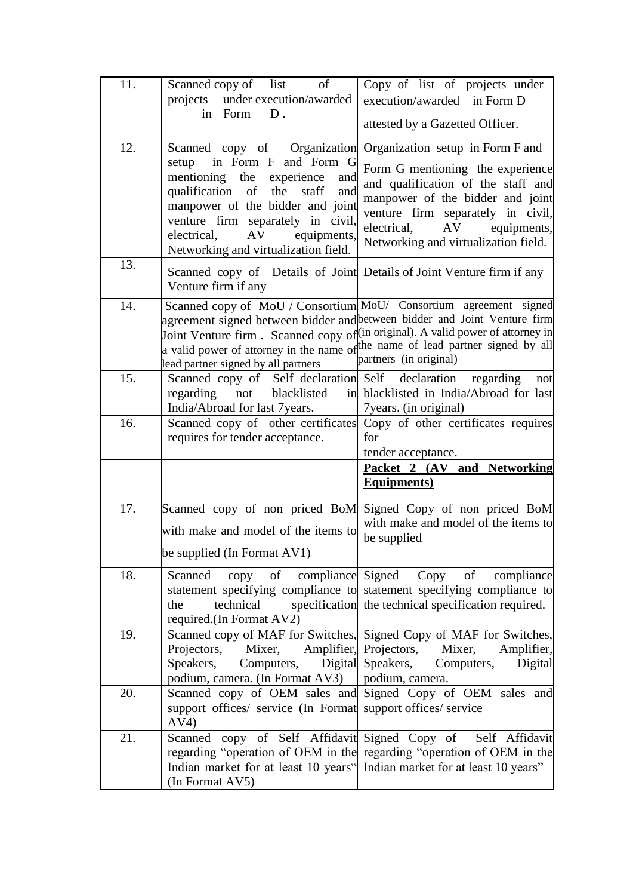| 11. | Scanned copy of list of projects under execution/awarded in Form D . | Copy of list of projects under execution/awarded in Form D attested by a Gazetted Officer. |
|---|---|---|
| 12. | Scanned copy of Organization setup in Form F and Form G mentioning the experience and qualification of the staff and manpower of the bidder and joint venture firm separately in civil, electrical, AV equipments, Networking and virtualization field. | Organization setup in Form F and Form G mentioning the experience and qualification of the staff and manpower of the bidder and joint venture firm separately in civil, electrical, AV equipments, Networking and virtualization field. |
| 13. | Scanned copy of Details of Joint Venture firm if any | Details of Joint Venture firm if any |
| 14. | Scanned copy of MoU / Consortium agreement signed between bidder and Joint Venture firm . Scanned copy of a valid power of attorney in the name of lead partner signed by all partners | MoU/ Consortium agreement signed between bidder and Joint Venture firm (in original). A valid power of attorney in the name of lead partner signed by all partners (in original) |
| 15. | Scanned copy of Self declaration regarding not blacklisted in India/Abroad for last 7years. | Self declaration regarding not blacklisted in India/Abroad for last 7years. (in original) |
| 16. | Scanned copy of other certificates requires for tender acceptance. | Copy of other certificates requires for tender acceptance. |
| | | **Packet 2 (AV and Networking Equipments)** |
| 17. | Scanned copy of non priced BoM with make and model of the items to be supplied (In Format AV1) | Signed Copy of non priced BoM with make and model of the items to be supplied |
| 18. | Scanned copy of compliance statement specifying compliance to the technical specification required.(In Format AV2) | Signed Copy of compliance statement specifying compliance to the technical specification required. |
| 19. | Scanned copy of MAF for Switches, Projectors, Mixer, Amplifier, Speakers, Computers, Digital podium, camera. (In Format AV3) | Signed Copy of MAF for Switches, Projectors, Mixer, Amplifier, Speakers, Computers, Digital podium, camera. |
| 20. | Scanned copy of OEM sales and support offices/ service (In Format AV4) | Signed Copy of OEM sales and support offices/ service |
| 21. | Scanned copy of Self Affidavit regarding "operation of OEM in the Indian market for at least 10 years" (In Format AV5) | Signed Copy of Self Affidavit regarding "operation of OEM in the Indian market for at least 10 years" |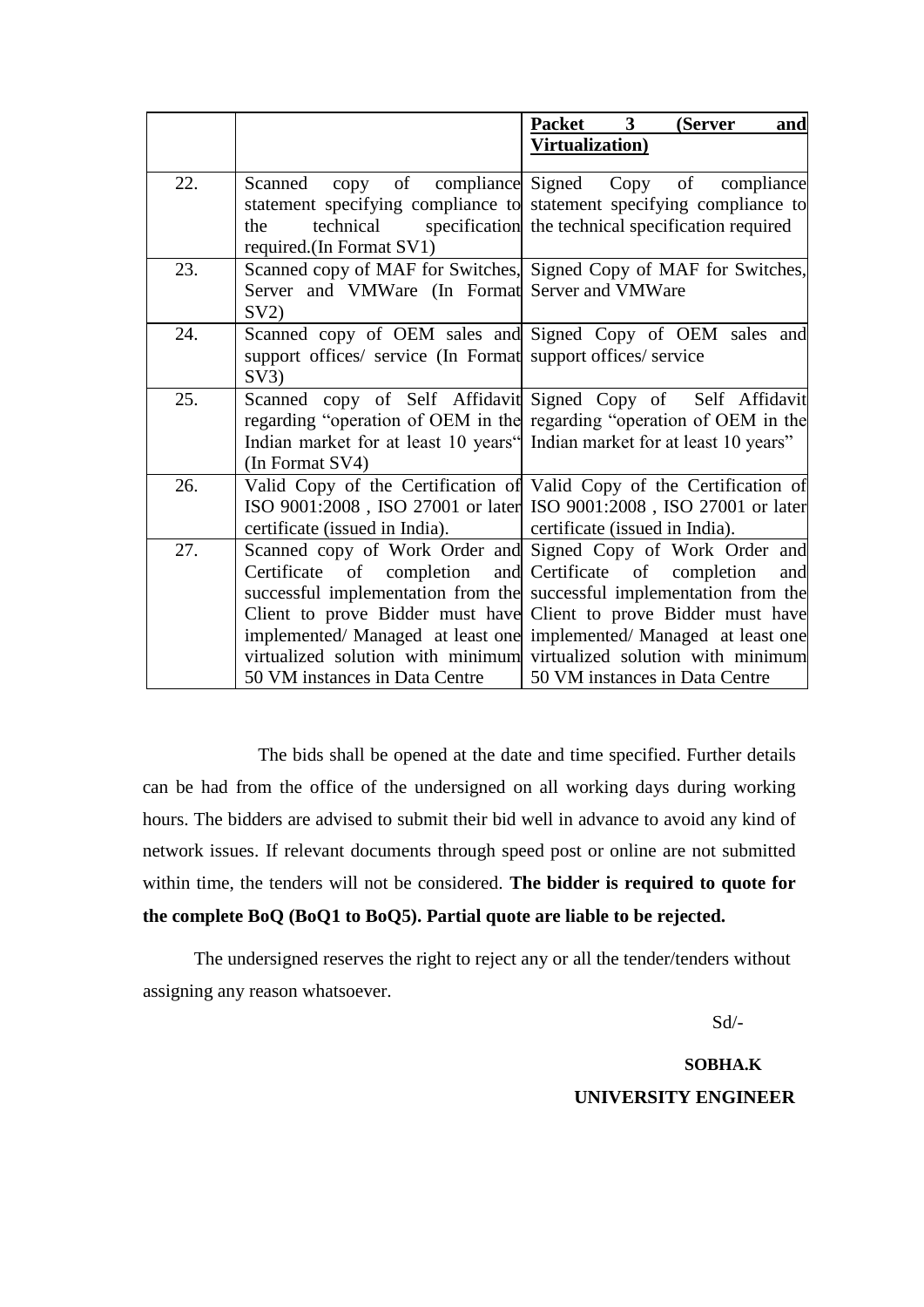| | | **Packet 3 (Server and Virtualization)** |
|---|---|---|
| 22. | Scanned copy of compliance statement specifying compliance to the technical specification required.(In Format SV1) | Signed Copy of compliance statement specifying compliance to the technical specification required |
| 23. | Scanned copy of MAF for Switches, Server and VMWare (In Format SV2) | Signed Copy of MAF for Switches, Server and VMWare |
| 24. | Scanned copy of OEM sales and support offices/ service (In Format SV3) | Signed Copy of OEM sales and support offices/ service |
| 25. | Scanned copy of Self Affidavit regarding "operation of OEM in the Indian market for at least 10 years" (In Format SV4) | Signed Copy of Self Affidavit regarding "operation of OEM in the Indian market for at least 10 years" |
| 26. | Valid Copy of the Certification of ISO 9001:2008 , ISO 27001 or later certificate (issued in India). | Valid Copy of the Certification of ISO 9001:2008 , ISO 27001 or later certificate (issued in India). |
| 27. | Scanned copy of Work Order and Certificate of completion and successful implementation from the Client to prove Bidder must have implemented/ Managed at least one virtualized solution with minimum 50 VM instances in Data Centre | Signed Copy of Work Order and Certificate of completion and successful implementation from the Client to prove Bidder must have implemented/ Managed at least one virtualized solution with minimum 50 VM instances in Data Centre |

The bids shall be opened at the date and time specified. Further details can be had from the office of the undersigned on all working days during working hours. The bidders are advised to submit their bid well in advance to avoid any kind of network issues. If relevant documents through speed post or online are not submitted within time, the tenders will not be considered. **The bidder is required to quote for the complete BoQ (BoQ1 to BoQ5). Partial quote are liable to be rejected.**

The undersigned reserves the right to reject any or all the tender/tenders without assigning any reason whatsoever.

Sd/-

**SOBHA.K**

**UNIVERSITY ENGINEER**